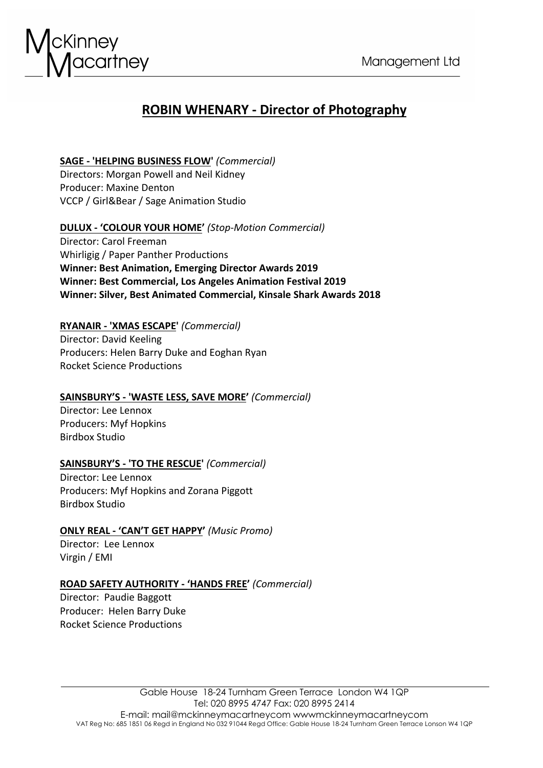McKinney Macartney Management Ltd

# ROBIN WHENARY - Director of Photography

**SAGE - 'HELPING BUSINESS FLOW'** *(Commercial)*
Directors: Morgan Powell and Neil Kidney
Producer: Maxine Denton
VCCP / Girl&Bear / Sage Animation Studio

**DULUX - 'COLOUR YOUR HOME'** *(Stop-Motion Commercial)*
Director: Carol Freeman
Whirligig / Paper Panther Productions
**Winner: Best Animation, Emerging Director Awards 2019**
**Winner: Best Commercial, Los Angeles Animation Festival 2019**
**Winner: Silver, Best Animated Commercial, Kinsale Shark Awards 2018**

**RYANAIR - 'XMAS ESCAPE'** *(Commercial)*
Director: David Keeling
Producers: Helen Barry Duke and Eoghan Ryan
Rocket Science Productions

**SAINSBURY'S - 'WASTE LESS, SAVE MORE'** *(Commercial)*
Director: Lee Lennox
Producers: Myf Hopkins
Birdbox Studio

**SAINSBURY'S - 'TO THE RESCUE'** *(Commercial)*
Director: Lee Lennox
Producers: Myf Hopkins and Zorana Piggott
Birdbox Studio

**ONLY REAL - 'CAN'T GET HAPPY'** *(Music Promo)*
Director: Lee Lennox
Virgin / EMI

**ROAD SAFETY AUTHORITY - 'HANDS FREE'** *(Commercial)*
Director: Paudie Baggott
Producer: Helen Barry Duke
Rocket Science Productions

Gable House 18-24 Turnham Green Terrace London W4 1QP
Tel: 020 8995 4747 Fax: 020 8995 2414
E-mail: mail@mckinneymacartneycom wwwmckinneymacartneycom
VAT Reg No: 685 1851 06 Regd in England No 032 91044 Regd Office: Gable House 18-24 Turnham Green Terrace Lonson W4 1QP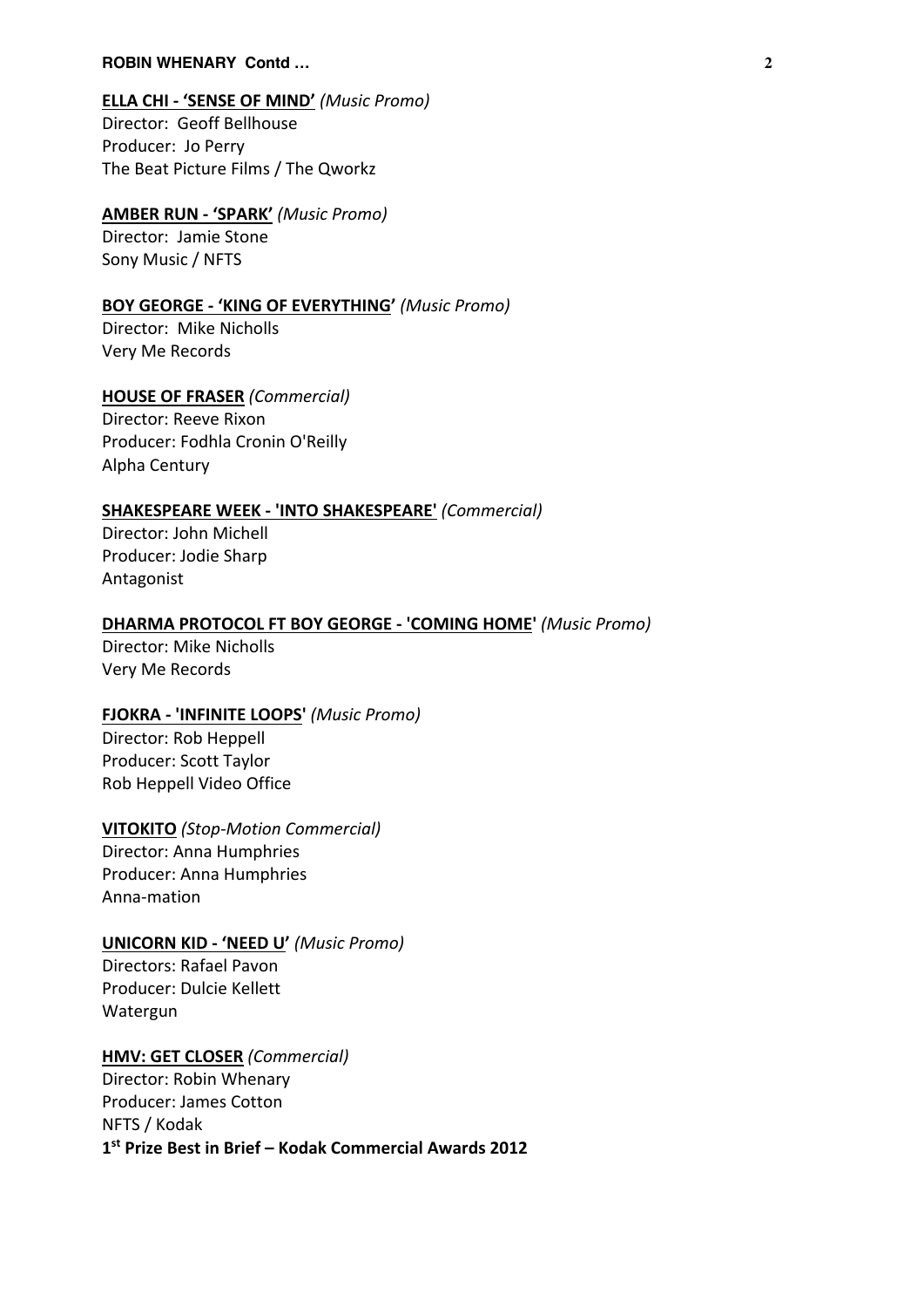**ELLA CHI - 'SENSE OF MIND'** *(Music Promo)*
Director: Geoff Bellhouse
Producer: Jo Perry
The Beat Picture Films / The Qworkz

**AMBER RUN - 'SPARK'** *(Music Promo)*
Director: Jamie Stone
Sony Music / NFTS

**BOY GEORGE - 'KING OF EVERYTHING'** *(Music Promo)*
Director: Mike Nicholls
Very Me Records

**HOUSE OF FRASER** *(Commercial)*
Director: Reeve Rixon
Producer: Fodhla Cronin O'Reilly
Alpha Century

**SHAKESPEARE WEEK - 'INTO SHAKESPEARE'** *(Commercial)*
Director: John Michell
Producer: Jodie Sharp
Antagonist

**DHARMA PROTOCOL FT BOY GEORGE - 'COMING HOME'** *(Music Promo)*
Director: Mike Nicholls
Very Me Records

**FJOKRA - 'INFINITE LOOPS'** *(Music Promo)*
Director: Rob Heppell
Producer: Scott Taylor
Rob Heppell Video Office

**VITOKITO** *(Stop-Motion Commercial)*
Director: Anna Humphries
Producer: Anna Humphries
Anna-mation

**UNICORN KID - 'NEED U'** *(Music Promo)*
Directors: Rafael Pavon
Producer: Dulcie Kellett
Watergun

**HMV: GET CLOSER** *(Commercial)*
Director: Robin Whenary
Producer: James Cotton
NFTS / Kodak
**1st Prize Best in Brief – Kodak Commercial Awards 2012**